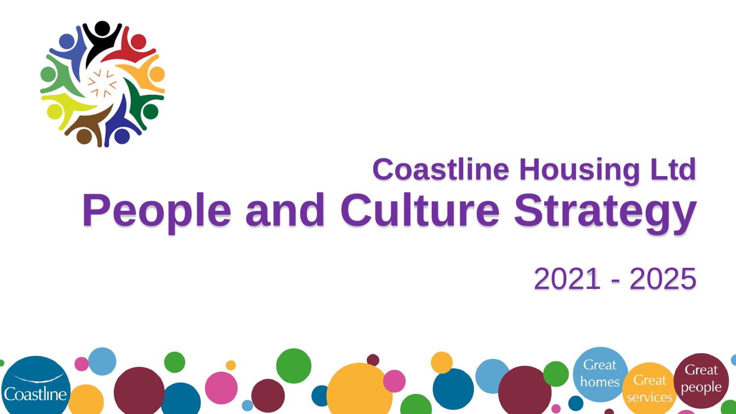# Coastline Housing Ltd

# People and Culture Strategy

2021 - 2025

Coastline

Great homes

Great services

Great people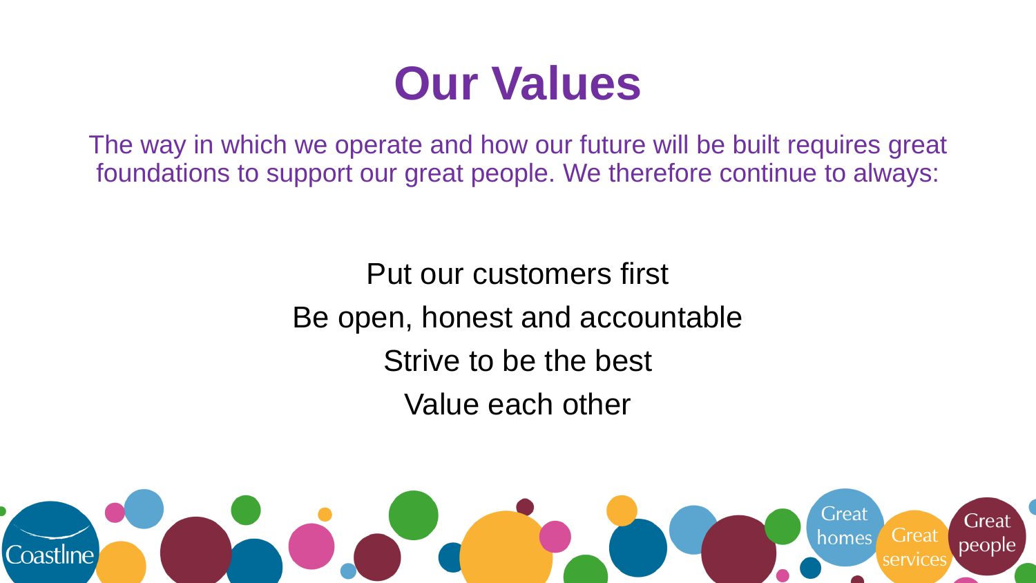# Our Values

The way in which we operate and how our future will be built requires great foundations to support our great people. We therefore continue to always:

Put our customers first

Be open, honest and accountable

Strive to be the best

Value each other

Coastline

Great homes

Great services

Great people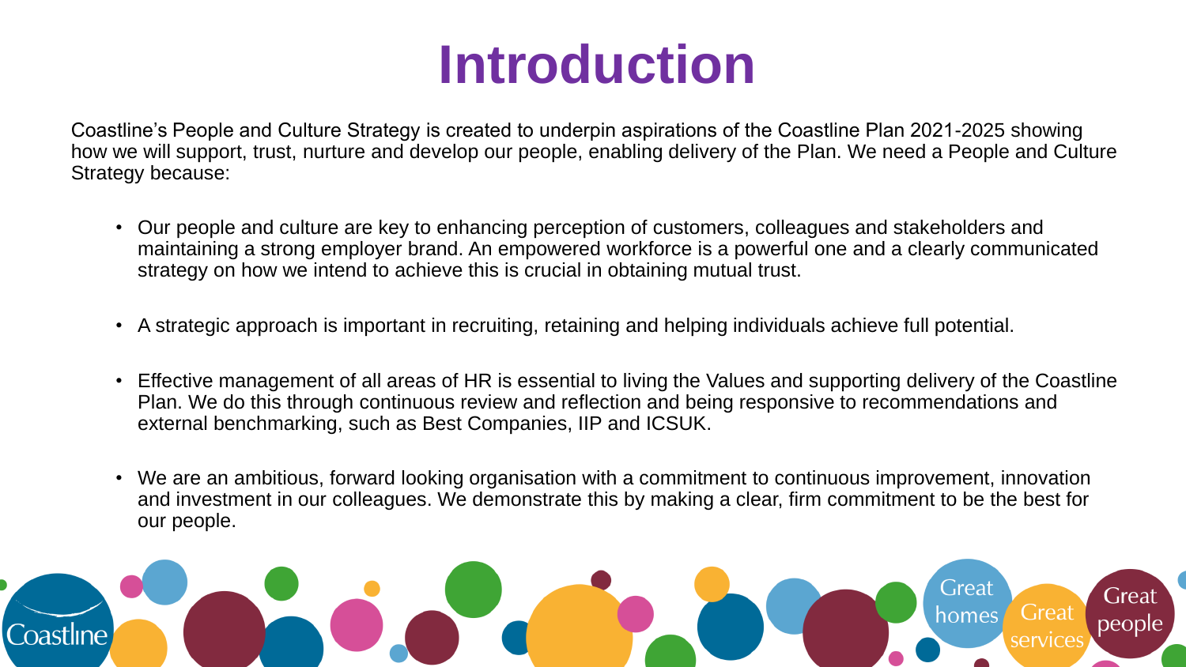# Introduction

Coastline's People and Culture Strategy is created to underpin aspirations of the Coastline Plan 2021-2025 showing how we will support, trust, nurture and develop our people, enabling delivery of the Plan. We need a People and Culture Strategy because:

- Our people and culture are key to enhancing perception of customers, colleagues and stakeholders and maintaining a strong employer brand. An empowered workforce is a powerful one and a clearly communicated strategy on how we intend to achieve this is crucial in obtaining mutual trust.
- A strategic approach is important in recruiting, retaining and helping individuals achieve full potential.
- Effective management of all areas of HR is essential to living the Values and supporting delivery of the Coastline Plan. We do this through continuous review and reflection and being responsive to recommendations and external benchmarking, such as Best Companies, IIP and ICSUK.
- We are an ambitious, forward looking organisation with a commitment to continuous improvement, innovation and investment in our colleagues. We demonstrate this by making a clear, firm commitment to be the best for our people.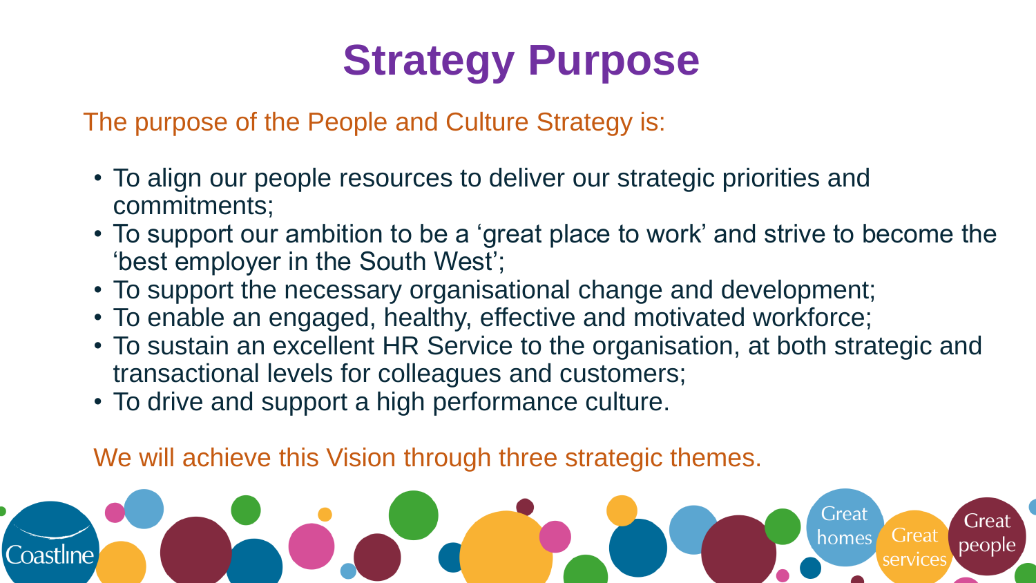# Strategy Purpose

The purpose of the People and Culture Strategy is:

- To align our people resources to deliver our strategic priorities and commitments;
- To support our ambition to be a 'great place to work' and strive to become the 'best employer in the South West';
- To support the necessary organisational change and development;
- To enable an engaged, healthy, effective and motivated workforce;
- To sustain an excellent HR Service to the organisation, at both strategic and transactional levels for colleagues and customers;
- To drive and support a high performance culture.

We will achieve this Vision through three strategic themes.

Coastline

Great homes | Great services | Great people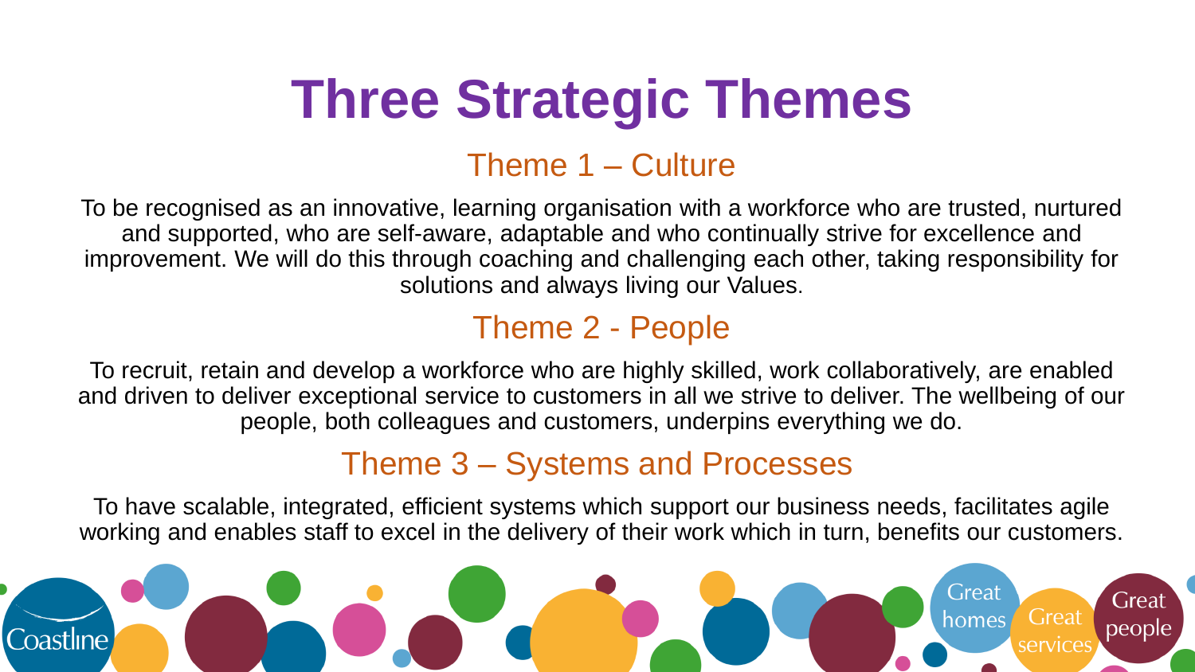# Three Strategic Themes

## Theme 1 – Culture

To be recognised as an innovative, learning organisation with a workforce who are trusted, nurtured and supported, who are self-aware, adaptable and who continually strive for excellence and improvement. We will do this through coaching and challenging each other, taking responsibility for solutions and always living our Values.

## Theme 2 - People

To recruit, retain and develop a workforce who are highly skilled, work collaboratively, are enabled and driven to deliver exceptional service to customers in all we strive to deliver. The wellbeing of our people, both colleagues and customers, underpins everything we do.

## Theme 3 – Systems and Processes

To have scalable, integrated, efficient systems which support our business needs, facilitates agile working and enables staff to excel in the delivery of their work which in turn, benefits our customers.

Coastline

Great homes Great services Great people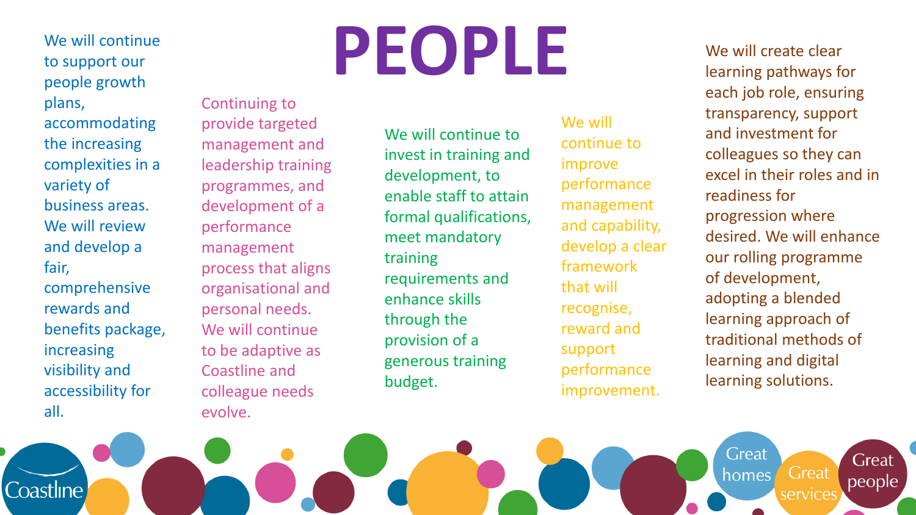# PEOPLE

We will continue to support our people growth plans, accommodating the increasing complexities in a variety of business areas. We will review and develop a fair, comprehensive rewards and benefits package, increasing visibility and accessibility for all.

Continuing to provide targeted management and leadership training programmes, and development of a performance management process that aligns organisational and personal needs. We will continue to be adaptive as Coastline and colleague needs evolve.

We will continue to invest in training and development, to enable staff to attain formal qualifications, meet mandatory training requirements and enhance skills through the provision of a generous training budget.

We will continue to improve performance management and capability, develop a clear framework that will recognise, reward and support performance improvement.

We will create clear learning pathways for each job role, ensuring transparency, support and investment for colleagues so they can excel in their roles and in readiness for progression where desired. We will enhance our rolling programme of development, adopting a blended learning approach of traditional methods of learning and digital learning solutions.

Coastline

Great homes Great services Great people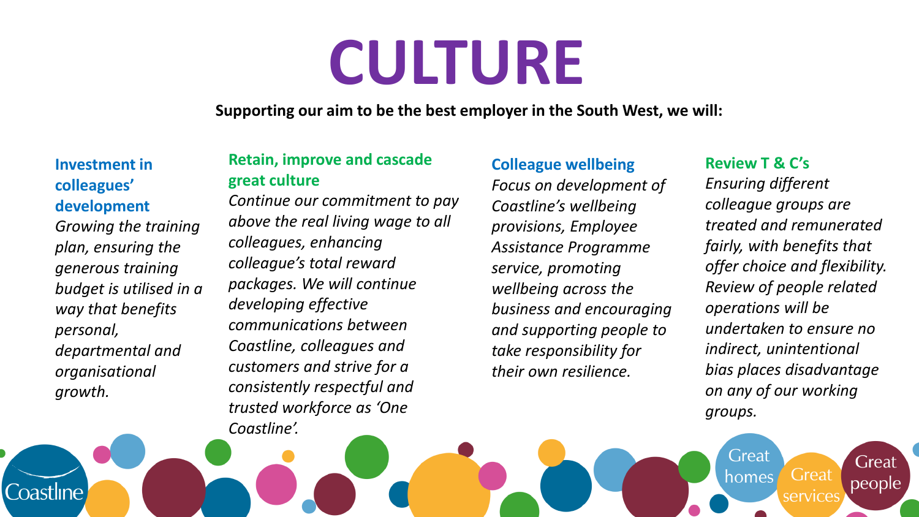# CULTURE

**Supporting our aim to be the best employer in the South West, we will:**

### Investment in colleagues' development

*Growing the training plan, ensuring the generous training budget is utilised in a way that benefits personal, departmental and organisational growth.*

### Retain, improve and cascade great culture

*Continue our commitment to pay above the real living wage to all colleagues, enhancing colleague's total reward packages. We will continue developing effective communications between Coastline, colleagues and customers and strive for a consistently respectful and trusted workforce as 'One Coastline'.*

### Colleague wellbeing

*Focus on development of Coastline's wellbeing provisions, Employee Assistance Programme service, promoting wellbeing across the business and encouraging and supporting people to take responsibility for their own resilience.*

### Review T & C's

*Ensuring different colleague groups are treated and remunerated fairly, with benefits that offer choice and flexibility. Review of people related operations will be undertaken to ensure no indirect, unintentional bias places disadvantage on any of our working groups.*

Coastline

Great homes · Great services · Great people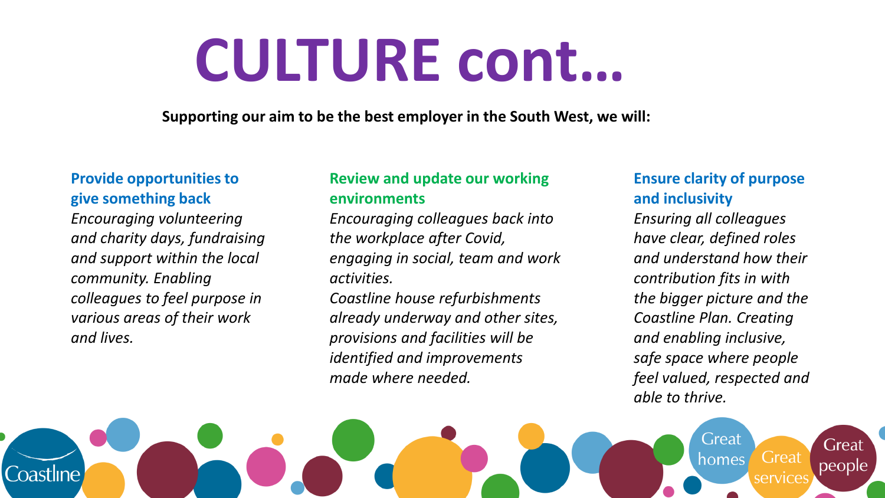# CULTURE cont…

**Supporting our aim to be the best employer in the South West, we will:**

### Provide opportunities to give something back

*Encouraging volunteering and charity days, fundraising and support within the local community. Enabling colleagues to feel purpose in various areas of their work and lives.*

### Review and update our working environments

*Encouraging colleagues back into the workplace after Covid, engaging in social, team and work activities.*
*Coastline house refurbishments already underway and other sites, provisions and facilities will be identified and improvements made where needed.*

### Ensure clarity of purpose and inclusivity

*Ensuring all colleagues have clear, defined roles and understand how their contribution fits in with the bigger picture and the Coastline Plan. Creating and enabling inclusive, safe space where people feel valued, respected and able to thrive.*

Coastline

Great homes Great services Great people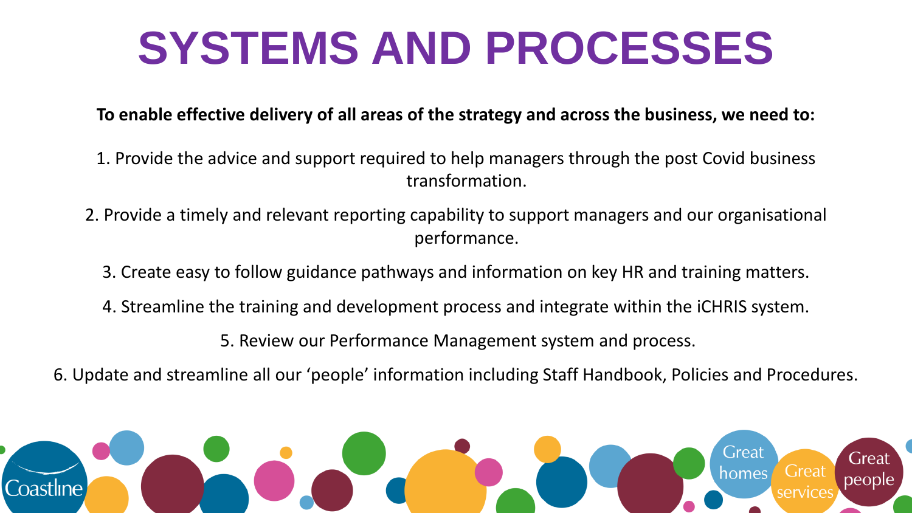# SYSTEMS AND PROCESSES

**To enable effective delivery of all areas of the strategy and across the business, we need to:**

1. Provide the advice and support required to help managers through the post Covid business transformation.
2. Provide a timely and relevant reporting capability to support managers and our organisational performance.
3. Create easy to follow guidance pathways and information on key HR and training matters.
4. Streamline the training and development process and integrate within the iCHRIS system.
5. Review our Performance Management system and process.
6. Update and streamline all our 'people' information including Staff Handbook, Policies and Procedures.

Coastline

Great homes Great services Great people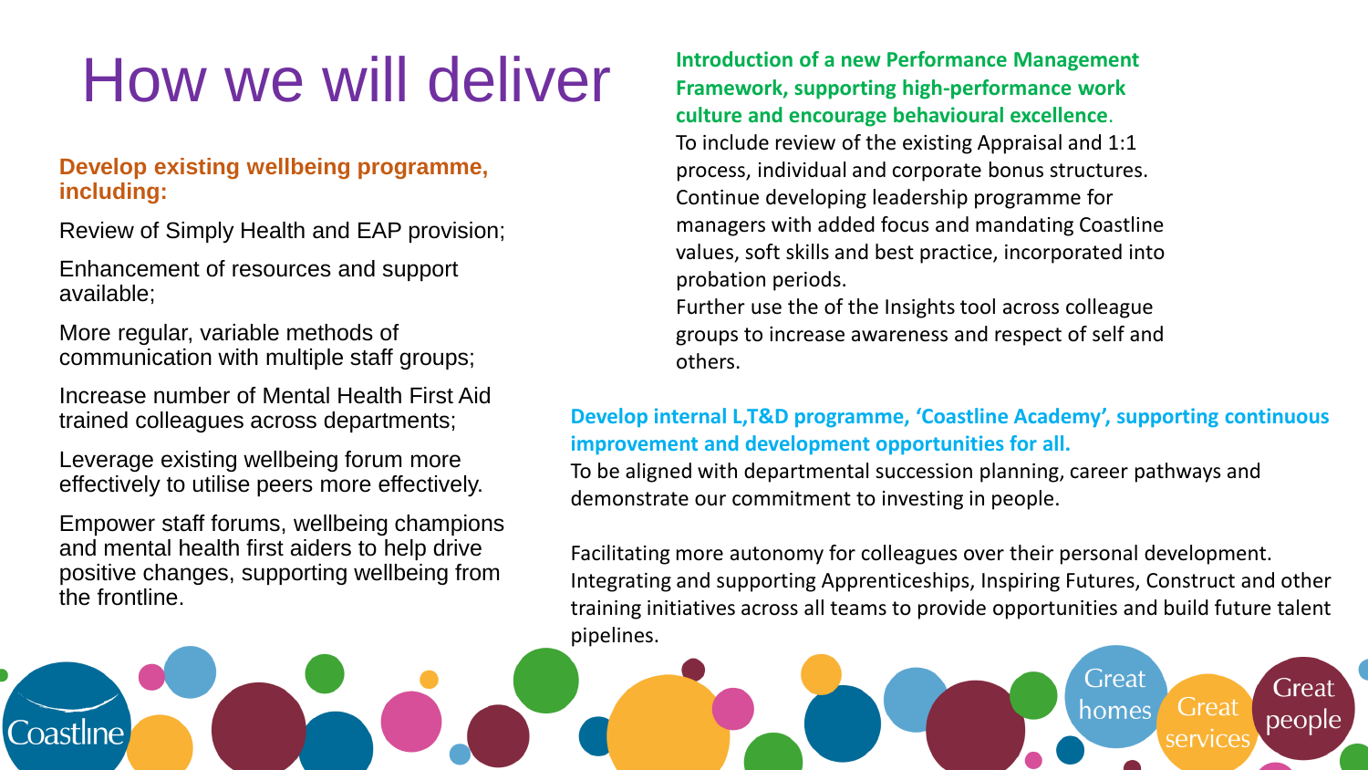# How we will deliver

**Develop existing wellbeing programme, including:**

Review of Simply Health and EAP provision;

Enhancement of resources and support available;

More regular, variable methods of communication with multiple staff groups;

Increase number of Mental Health First Aid trained colleagues across departments;

Leverage existing wellbeing forum more effectively to utilise peers more effectively.

Empower staff forums, wellbeing champions and mental health first aiders to help drive positive changes, supporting wellbeing from the frontline.

**Introduction of a new Performance Management Framework, supporting high-performance work culture and encourage behavioural excellence.**

To include review of the existing Appraisal and 1:1 process, individual and corporate bonus structures.

Continue developing leadership programme for managers with added focus and mandating Coastline values, soft skills and best practice, incorporated into probation periods.

Further use the of the Insights tool across colleague groups to increase awareness and respect of self and others.

**Develop internal L,T&D programme, 'Coastline Academy', supporting continuous improvement and development opportunities for all.**

To be aligned with departmental succession planning, career pathways and demonstrate our commitment to investing in people.

Facilitating more autonomy for colleagues over their personal development.

Integrating and supporting Apprenticeships, Inspiring Futures, Construct and other training initiatives across all teams to provide opportunities and build future talent pipelines.

Coastline

Great homes

Great services

Great people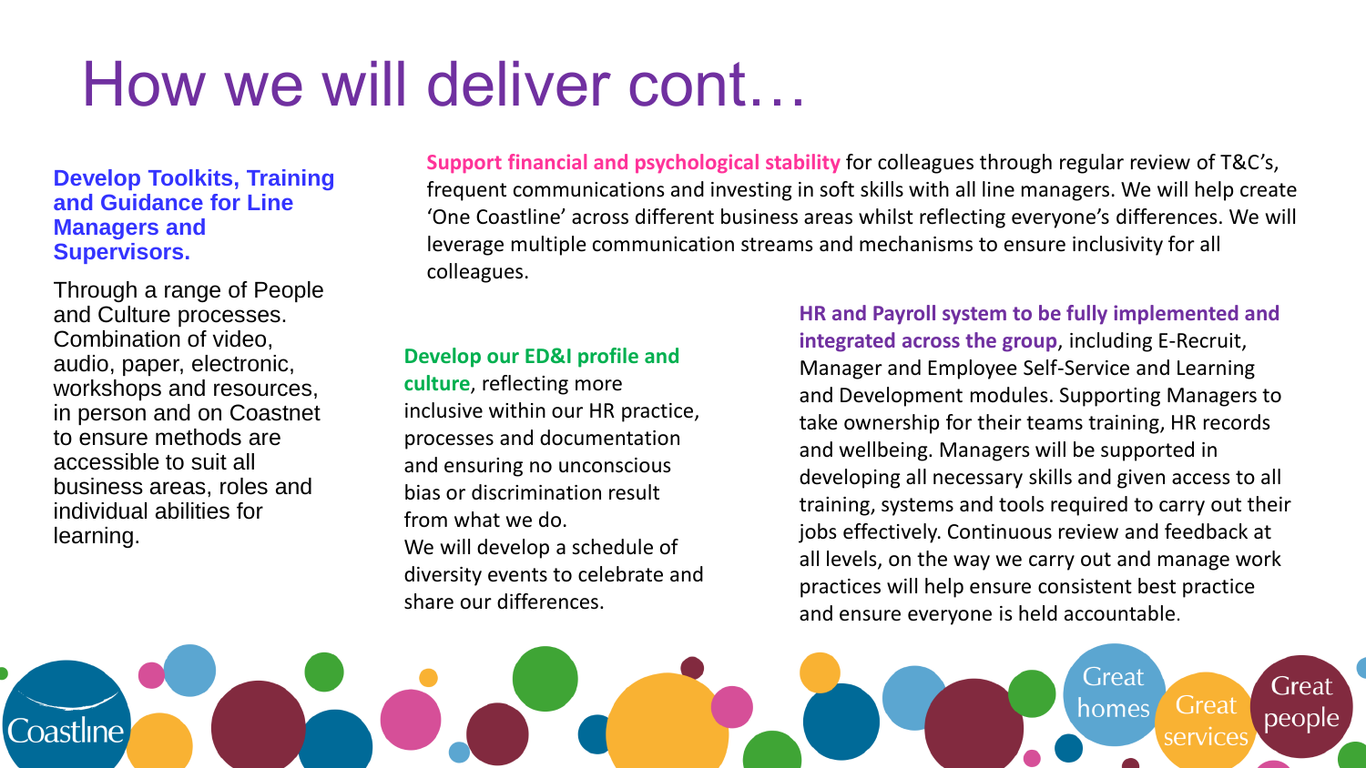# How we will deliver cont…

**Develop Toolkits, Training and Guidance for Line Managers and Supervisors.**

Through a range of People and Culture processes. Combination of video, audio, paper, electronic, workshops and resources, in person and on Coastnet to ensure methods are accessible to suit all business areas, roles and individual abilities for learning.

**Support financial and psychological stability** for colleagues through regular review of T&C's, frequent communications and investing in soft skills with all line managers. We will help create 'One Coastline' across different business areas whilst reflecting everyone's differences. We will leverage multiple communication streams and mechanisms to ensure inclusivity for all colleagues.

**Develop our ED&I profile and culture**, reflecting more inclusive within our HR practice, processes and documentation and ensuring no unconscious bias or discrimination result from what we do.
We will develop a schedule of diversity events to celebrate and share our differences.

**HR and Payroll system to be fully implemented and integrated across the group**, including E-Recruit, Manager and Employee Self-Service and Learning and Development modules. Supporting Managers to take ownership for their teams training, HR records and wellbeing. Managers will be supported in developing all necessary skills and given access to all training, systems and tools required to carry out their jobs effectively. Continuous review and feedback at all levels, on the way we carry out and manage work practices will help ensure consistent best practice and ensure everyone is held accountable.

Coastline

Great homes Great services Great people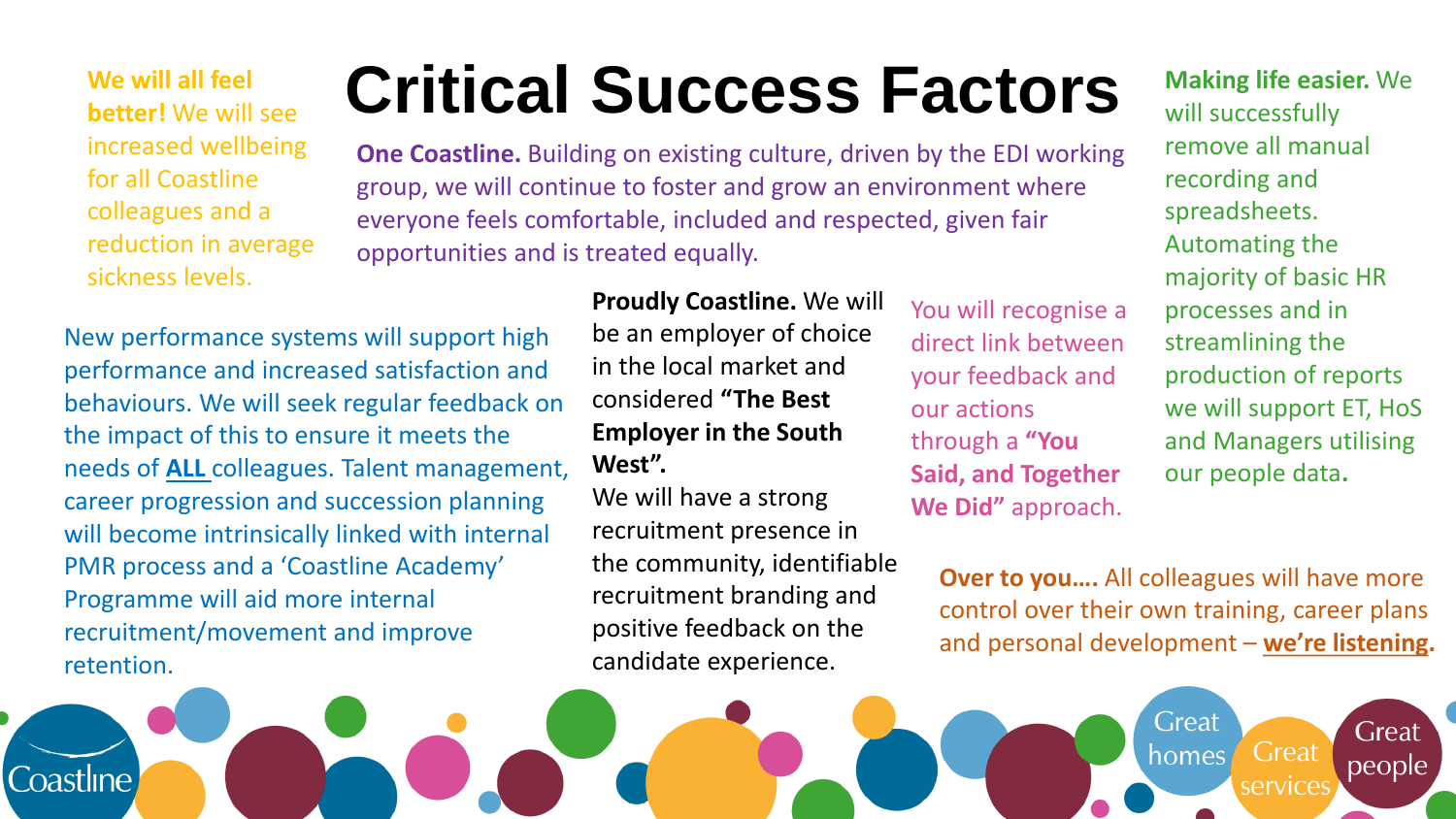# Critical Success Factors

**We will all feel better!** We will see increased wellbeing for all Coastline colleagues and a reduction in average sickness levels.

**One Coastline.** Building on existing culture, driven by the EDI working group, we will continue to foster and grow an environment where everyone feels comfortable, included and respected, given fair opportunities and is treated equally.

**Making life easier.** We will successfully remove all manual recording and spreadsheets. Automating the majority of basic HR processes and in streamlining the production of reports we will support ET, HoS and Managers utilising our people data**.**

New performance systems will support high performance and increased satisfaction and behaviours. We will seek regular feedback on the impact of this to ensure it meets the needs of **ALL** colleagues. Talent management, career progression and succession planning will become intrinsically linked with internal PMR process and a 'Coastline Academy' Programme will aid more internal recruitment/movement and improve retention.

**Proudly Coastline.** We will be an employer of choice in the local market and considered **"The Best Employer in the South West".**
We will have a strong recruitment presence in the community, identifiable recruitment branding and positive feedback on the candidate experience.

You will recognise a direct link between your feedback and our actions through a **"You Said, and Together We Did"** approach.

**Over to you….** All colleagues will have more control over their own training, career plans and personal development – **we're listening.**

Coastline

Great homes

Great services

Great people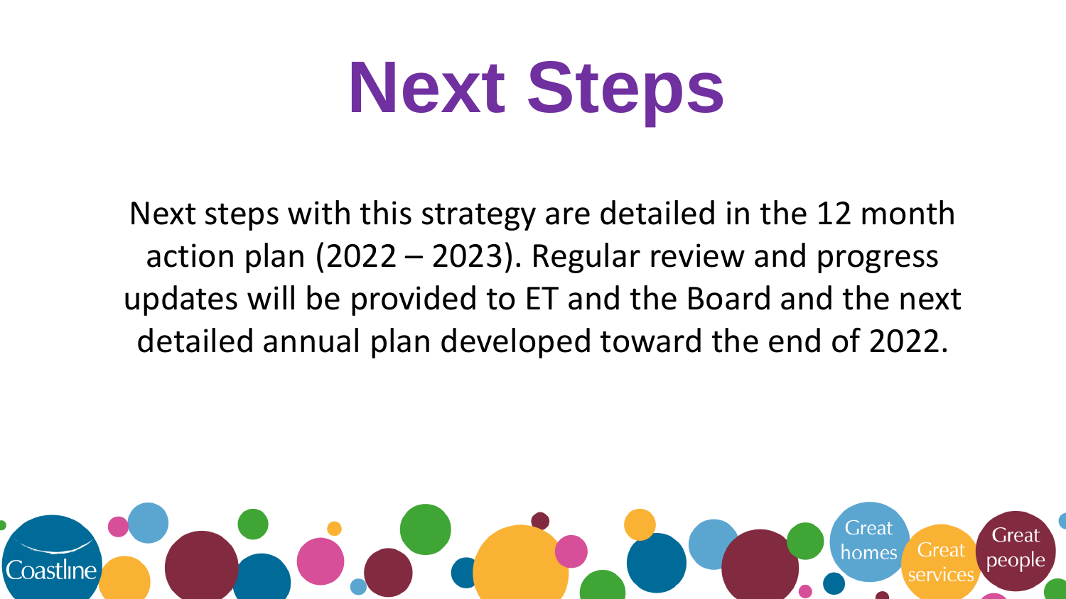# Next Steps

Next steps with this strategy are detailed in the 12 month action plan (2022 – 2023). Regular review and progress updates will be provided to ET and the Board and the next detailed annual plan developed toward the end of 2022.

Coastline

Great homes

Great services

Great people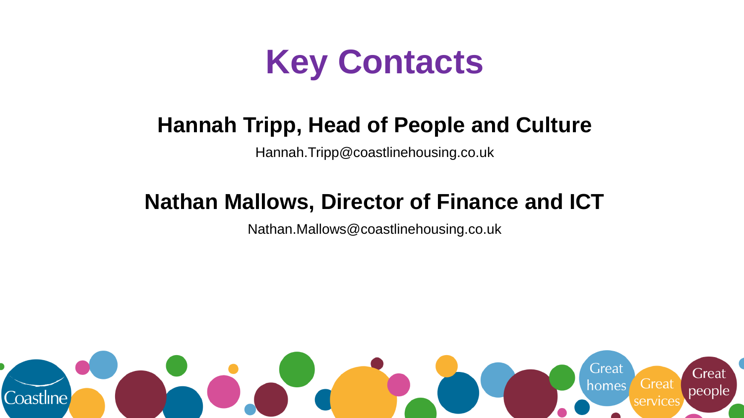# Key Contacts

## Hannah Tripp, Head of People and Culture

Hannah.Tripp@coastlinehousing.co.uk

## Nathan Mallows, Director of Finance and ICT

Nathan.Mallows@coastlinehousing.co.uk

Coastline

Great homes

Great services

Great people